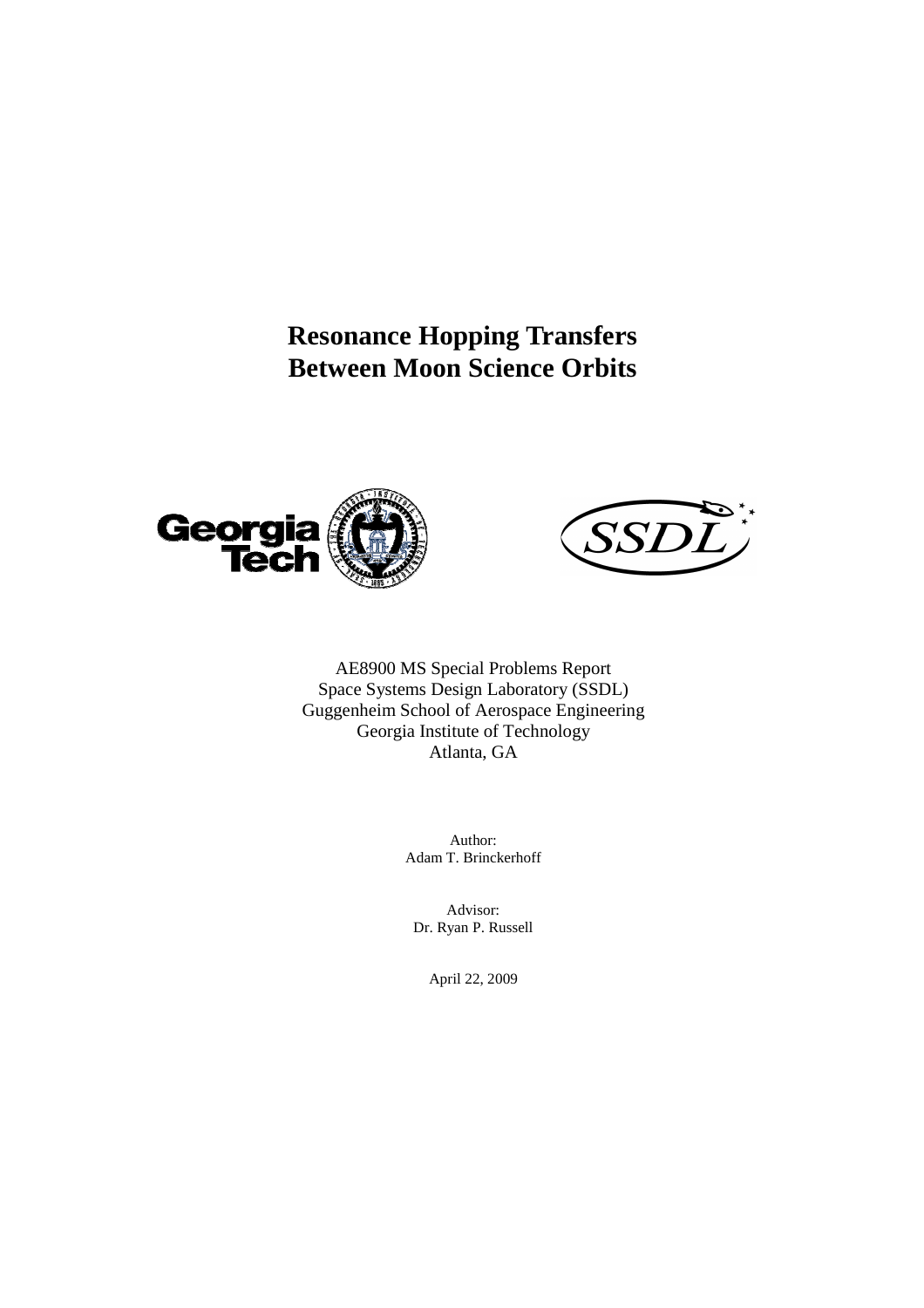# Resonance Hopping Transfers Between Moon Science Orbits

AE8900 MS Special Problems Report
Space Systems Design Laboratory (SSDL)
Guggenheim School of Aerospace Engineering
Georgia Institute of Technology
Atlanta, GA

Author:
Adam T. Brinckerhoff

Advisor:
Dr. Ryan P. Russell

April 22, 2009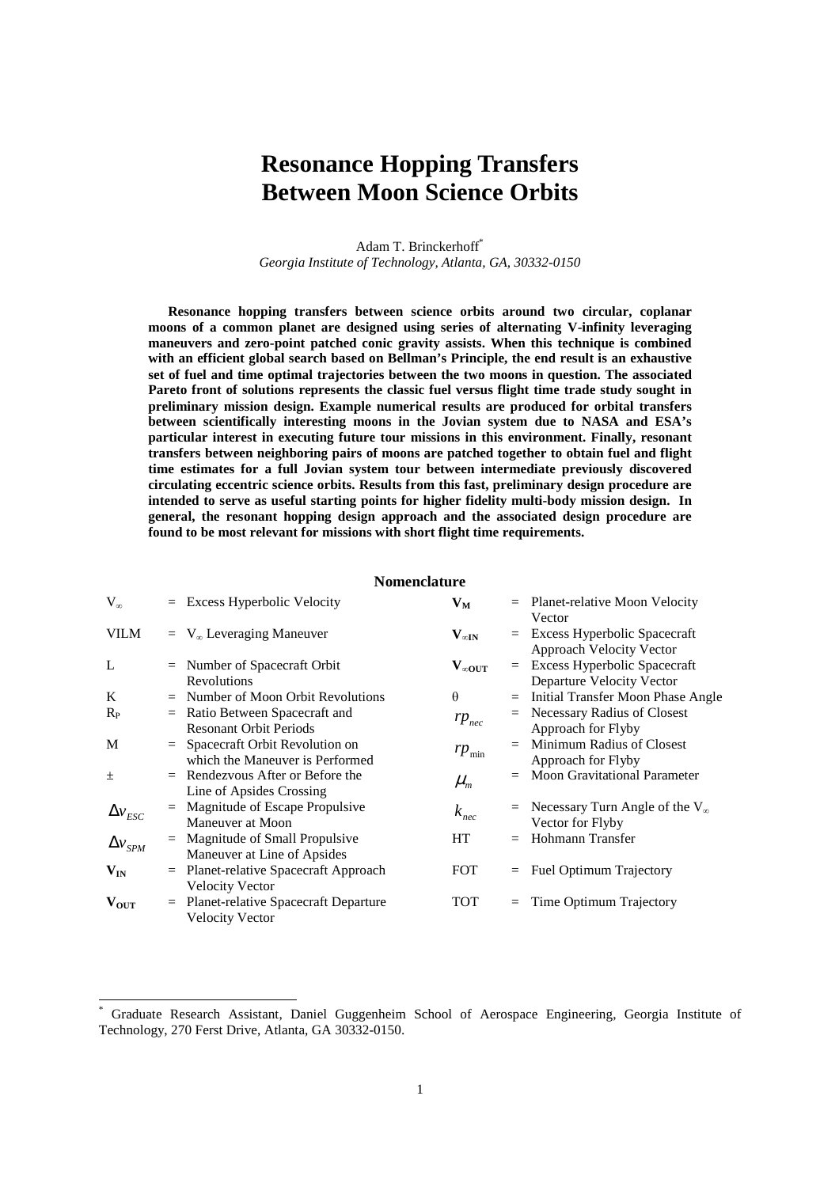# Resonance Hopping Transfers Between Moon Science Orbits

Adam T. Brinckerhoff[*]
*Georgia Institute of Technology, Atlanta, GA, 30332-0150*

**Resonance hopping transfers between science orbits around two circular, coplanar moons of a common planet are designed using series of alternating V-infinity leveraging maneuvers and zero-point patched conic gravity assists. When this technique is combined with an efficient global search based on Bellman's Principle, the end result is an exhaustive set of fuel and time optimal trajectories between the two moons in question. The associated Pareto front of solutions represents the classic fuel versus flight time trade study sought in preliminary mission design. Example numerical results are produced for orbital transfers between scientifically interesting moons in the Jovian system due to NASA and ESA's particular interest in executing future tour missions in this environment. Finally, resonant transfers between neighboring pairs of moons are patched together to obtain fuel and flight time estimates for a full Jovian system tour between intermediate previously discovered circulating eccentric science orbits. Results from this fast, preliminary design procedure are intended to serve as useful starting points for higher fidelity multi-body mission design. In general, the resonant hopping design approach and the associated design procedure are found to be most relevant for missions with short flight time requirements.**

## Nomenclature

| | | | | | |
|---|---|---|---|---|---|
| $V_\infty$ | = | Excess Hyperbolic Velocity | $\mathbf{V_M}$ | = | Planet-relative Moon Velocity Vector |
| VILM | = | $V_\infty$ Leveraging Maneuver | $\mathbf{V_{\infty IN}}$ | = | Excess Hyperbolic Spacecraft Approach Velocity Vector |
| L | = | Number of Spacecraft Orbit Revolutions | $\mathbf{V_{\infty OUT}}$ | = | Excess Hyperbolic Spacecraft Departure Velocity Vector |
| K | = | Number of Moon Orbit Revolutions | $\theta$ | = | Initial Transfer Moon Phase Angle |
| $R_P$ | = | Ratio Between Spacecraft and Resonant Orbit Periods | $rp_{nec}$ | = | Necessary Radius of Closest Approach for Flyby |
| M | = | Spacecraft Orbit Revolution on which the Maneuver is Performed | $rp_{\min}$ | = | Minimum Radius of Closest Approach for Flyby |
| $\pm$ | = | Rendezvous After or Before the Line of Apsides Crossing | $\mu_m$ | = | Moon Gravitational Parameter |
| $\Delta v_{ESC}$ | = | Magnitude of Escape Propulsive Maneuver at Moon | $k_{nec}$ | = | Necessary Turn Angle of the $V_\infty$ Vector for Flyby |
| $\Delta v_{SPM}$ | = | Magnitude of Small Propulsive Maneuver at Line of Apsides | HT | = | Hohmann Transfer |
| $\mathbf{V_{IN}}$ | = | Planet-relative Spacecraft Approach Velocity Vector | FOT | = | Fuel Optimum Trajectory |
| $\mathbf{V_{OUT}}$ | = | Planet-relative Spacecraft Departure Velocity Vector | TOT | = | Time Optimum Trajectory |

[*] Graduate Research Assistant, Daniel Guggenheim School of Aerospace Engineering, Georgia Institute of Technology, 270 Ferst Drive, Atlanta, GA 30332-0150.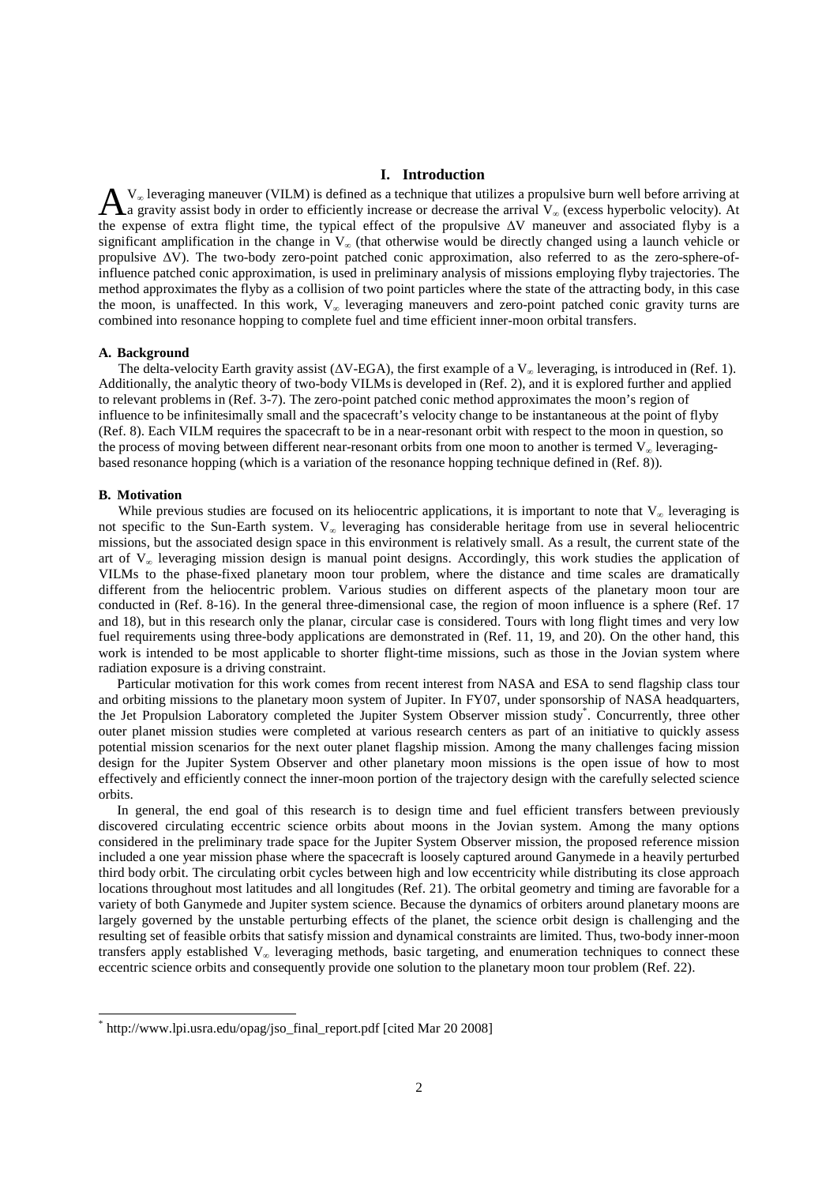## I. Introduction

A $V_\infty$ leveraging maneuver (VILM) is defined as a technique that utilizes a propulsive burn well before arriving at a gravity assist body in order to efficiently increase or decrease the arrival $V_\infty$ (excess hyperbolic velocity). At the expense of extra flight time, the typical effect of the propulsive $\Delta V$ maneuver and associated flyby is a significant amplification in the change in $V_\infty$ (that otherwise would be directly changed using a launch vehicle or propulsive $\Delta V$). The two-body zero-point patched conic approximation, also referred to as the zero-sphere-of-influence patched conic approximation, is used in preliminary analysis of missions employing flyby trajectories. The method approximates the flyby as a collision of two point particles where the state of the attracting body, in this case the moon, is unaffected. In this work, $V_\infty$ leveraging maneuvers and zero-point patched conic gravity turns are combined into resonance hopping to complete fuel and time efficient inner-moon orbital transfers.

### A. Background

The delta-velocity Earth gravity assist ($\Delta$V-EGA), the first example of a $V_\infty$ leveraging, is introduced in (Ref. 1). Additionally, the analytic theory of two-body VILMs is developed in (Ref. 2), and it is explored further and applied to relevant problems in (Ref. 3-7). The zero-point patched conic method approximates the moon's region of influence to be infinitesimally small and the spacecraft's velocity change to be instantaneous at the point of flyby (Ref. 8). Each VILM requires the spacecraft to be in a near-resonant orbit with respect to the moon in question, so the process of moving between different near-resonant orbits from one moon to another is termed $V_\infty$ leveraging-based resonance hopping (which is a variation of the resonance hopping technique defined in (Ref. 8)).

### B. Motivation

While previous studies are focused on its heliocentric applications, it is important to note that $V_\infty$ leveraging is not specific to the Sun-Earth system. $V_\infty$ leveraging has considerable heritage from use in several heliocentric missions, but the associated design space in this environment is relatively small. As a result, the current state of the art of $V_\infty$ leveraging mission design is manual point designs. Accordingly, this work studies the application of VILMs to the phase-fixed planetary moon tour problem, where the distance and time scales are dramatically different from the heliocentric problem. Various studies on different aspects of the planetary moon tour are conducted in (Ref. 8-16). In the general three-dimensional case, the region of moon influence is a sphere (Ref. 17 and 18), but in this research only the planar, circular case is considered. Tours with long flight times and very low fuel requirements using three-body applications are demonstrated in (Ref. 11, 19, and 20). On the other hand, this work is intended to be most applicable to shorter flight-time missions, such as those in the Jovian system where radiation exposure is a driving constraint.

Particular motivation for this work comes from recent interest from NASA and ESA to send flagship class tour and orbiting missions to the planetary moon system of Jupiter. In FY07, under sponsorship of NASA headquarters, the Jet Propulsion Laboratory completed the Jupiter System Observer mission study*. Concurrently, three other outer planet mission studies were completed at various research centers as part of an initiative to quickly assess potential mission scenarios for the next outer planet flagship mission. Among the many challenges facing mission design for the Jupiter System Observer and other planetary moon missions is the open issue of how to most effectively and efficiently connect the inner-moon portion of the trajectory design with the carefully selected science orbits.

In general, the end goal of this research is to design time and fuel efficient transfers between previously discovered circulating eccentric science orbits about moons in the Jovian system. Among the many options considered in the preliminary trade space for the Jupiter System Observer mission, the proposed reference mission included a one year mission phase where the spacecraft is loosely captured around Ganymede in a heavily perturbed third body orbit. The circulating orbit cycles between high and low eccentricity while distributing its close approach locations throughout most latitudes and all longitudes (Ref. 21). The orbital geometry and timing are favorable for a variety of both Ganymede and Jupiter system science. Because the dynamics of orbiters around planetary moons are largely governed by the unstable perturbing effects of the planet, the science orbit design is challenging and the resulting set of feasible orbits that satisfy mission and dynamical constraints are limited. Thus, two-body inner-moon transfers apply established $V_\infty$ leveraging methods, basic targeting, and enumeration techniques to connect these eccentric science orbits and consequently provide one solution to the planetary moon tour problem (Ref. 22).

---

* http://www.lpi.usra.edu/opag/jso_final_report.pdf [cited Mar 20 2008]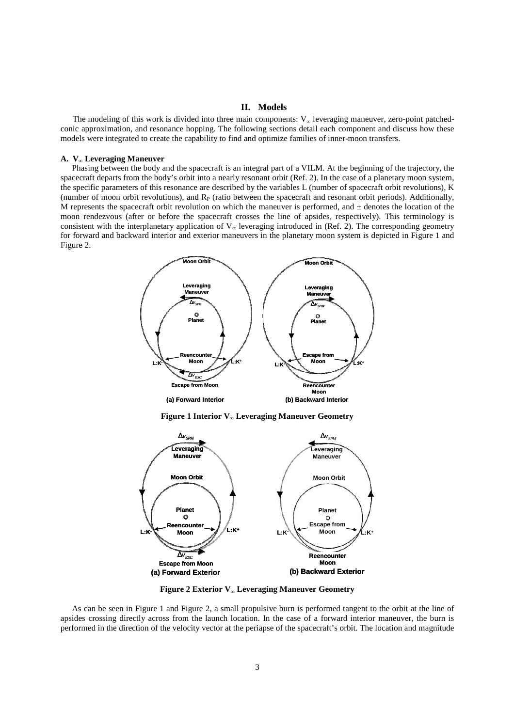## II. Models

The modeling of this work is divided into three main components: $V_\infty$ leveraging maneuver, zero-point patched-conic approximation, and resonance hopping. The following sections detail each component and discuss how these models were integrated to create the capability to find and optimize families of inner-moon transfers.

### A. $V_\infty$ Leveraging Maneuver

Phasing between the body and the spacecraft is an integral part of a VILM. At the beginning of the trajectory, the spacecraft departs from the body's orbit into a nearly resonant orbit (Ref. 2). In the case of a planetary moon system, the specific parameters of this resonance are described by the variables L (number of spacecraft orbit revolutions), K (number of moon orbit revolutions), and $R_P$ (ratio between the spacecraft and resonant orbit periods). Additionally, M represents the spacecraft orbit revolution on which the maneuver is performed, and $\pm$ denotes the location of the moon rendezvous (after or before the spacecraft crosses the line of apsides, respectively). This terminology is consistent with the interplanetary application of $V_\infty$ leveraging introduced in (Ref. 2). The corresponding geometry for forward and backward interior and exterior maneuvers in the planetary moon system is depicted in Figure 1 and Figure 2.

**Figure 1 Interior $V_\infty$ Leveraging Maneuver Geometry**

**Figure 2 Exterior $V_\infty$ Leveraging Maneuver Geometry**

As can be seen in Figure 1 and Figure 2, a small propulsive burn is performed tangent to the orbit at the line of apsides crossing directly across from the launch location. In the case of a forward interior maneuver, the burn is performed in the direction of the velocity vector at the periapse of the spacecraft's orbit. The location and magnitude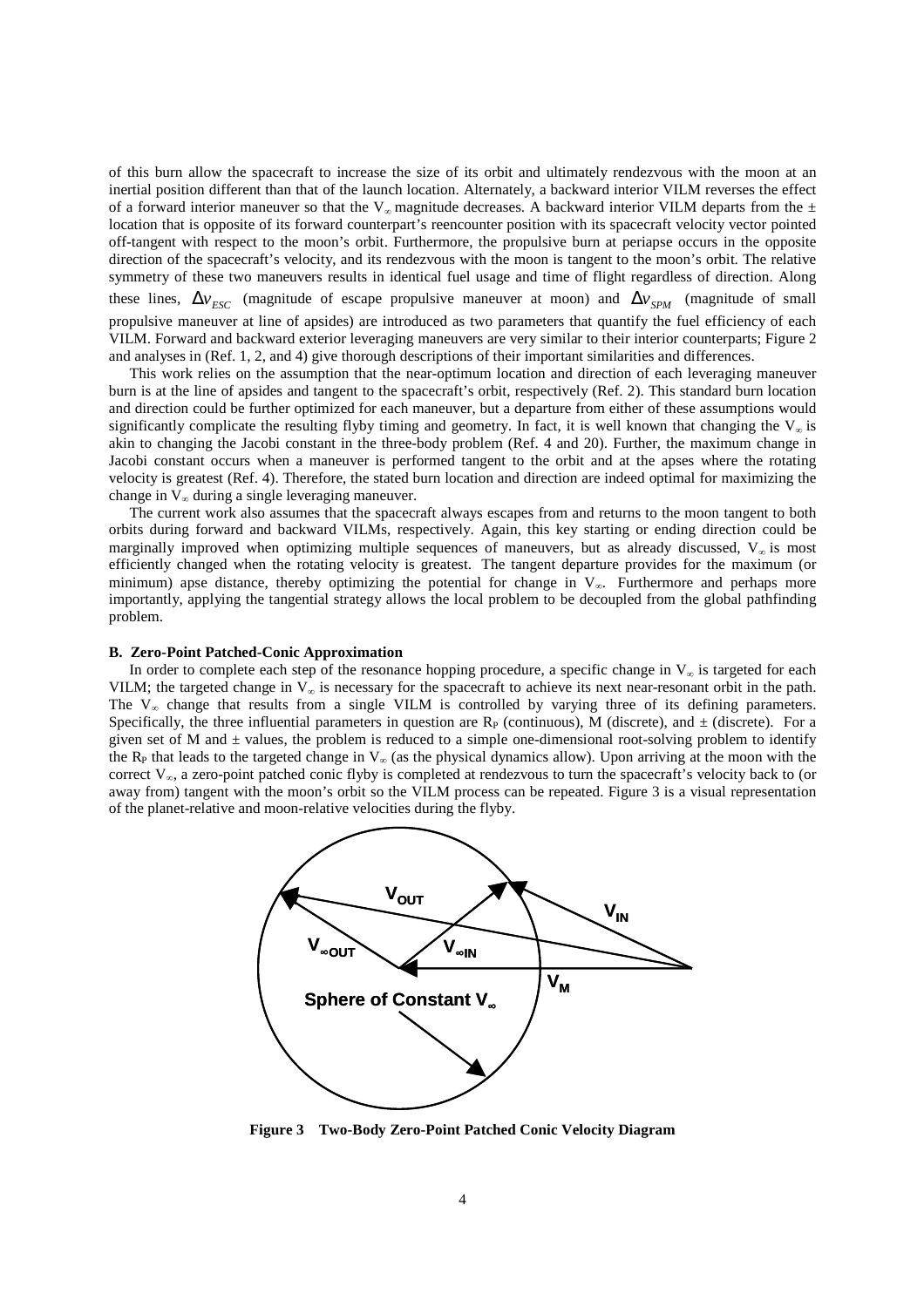of this burn allow the spacecraft to increase the size of its orbit and ultimately rendezvous with the moon at an inertial position different than that of the launch location. Alternately, a backward interior VILM reverses the effect of a forward interior maneuver so that the $V_\infty$ magnitude decreases. A backward interior VILM departs from the ± location that is opposite of its forward counterpart's reencounter position with its spacecraft velocity vector pointed off-tangent with respect to the moon's orbit. Furthermore, the propulsive burn at periapse occurs in the opposite direction of the spacecraft's velocity, and its rendezvous with the moon is tangent to the moon's orbit. The relative symmetry of these two maneuvers results in identical fuel usage and time of flight regardless of direction. Along these lines, $\Delta v_{ESC}$ (magnitude of escape propulsive maneuver at moon) and $\Delta v_{SPM}$ (magnitude of small propulsive maneuver at line of apsides) are introduced as two parameters that quantify the fuel efficiency of each VILM. Forward and backward exterior leveraging maneuvers are very similar to their interior counterparts; Figure 2 and analyses in (Ref. 1, 2, and 4) give thorough descriptions of their important similarities and differences.

This work relies on the assumption that the near-optimum location and direction of each leveraging maneuver burn is at the line of apsides and tangent to the spacecraft's orbit, respectively (Ref. 2). This standard burn location and direction could be further optimized for each maneuver, but a departure from either of these assumptions would significantly complicate the resulting flyby timing and geometry. In fact, it is well known that changing the $V_\infty$ is akin to changing the Jacobi constant in the three-body problem (Ref. 4 and 20). Further, the maximum change in Jacobi constant occurs when a maneuver is performed tangent to the orbit and at the apses where the rotating velocity is greatest (Ref. 4). Therefore, the stated burn location and direction are indeed optimal for maximizing the change in $V_\infty$ during a single leveraging maneuver.

The current work also assumes that the spacecraft always escapes from and returns to the moon tangent to both orbits during forward and backward VILMs, respectively. Again, this key starting or ending direction could be marginally improved when optimizing multiple sequences of maneuvers, but as already discussed, $V_\infty$ is most efficiently changed when the rotating velocity is greatest. The tangent departure provides for the maximum (or minimum) apse distance, thereby optimizing the potential for change in $V_\infty$. Furthermore and perhaps more importantly, applying the tangential strategy allows the local problem to be decoupled from the global pathfinding problem.

### B. Zero-Point Patched-Conic Approximation

In order to complete each step of the resonance hopping procedure, a specific change in $V_\infty$ is targeted for each VILM; the targeted change in $V_\infty$ is necessary for the spacecraft to achieve its next near-resonant orbit in the path. The $V_\infty$ change that results from a single VILM is controlled by varying three of its defining parameters. Specifically, the three influential parameters in question are $R_P$ (continuous), M (discrete), and ± (discrete). For a given set of M and ± values, the problem is reduced to a simple one-dimensional root-solving problem to identify the $R_P$ that leads to the targeted change in $V_\infty$ (as the physical dynamics allow). Upon arriving at the moon with the correct $V_\infty$, a zero-point patched conic flyby is completed at rendezvous to turn the spacecraft's velocity back to (or away from) tangent with the moon's orbit so the VILM process can be repeated. Figure 3 is a visual representation of the planet-relative and moon-relative velocities during the flyby.

**Figure 3 Two-Body Zero-Point Patched Conic Velocity Diagram**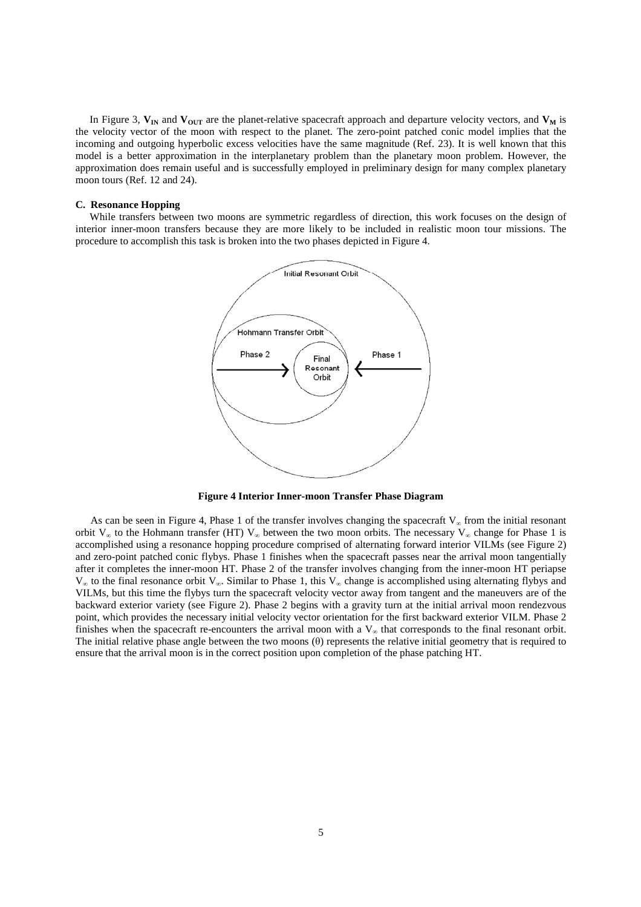In Figure 3, $\mathbf{V_{IN}}$ and $\mathbf{V_{OUT}}$ are the planet-relative spacecraft approach and departure velocity vectors, and $\mathbf{V_M}$ is the velocity vector of the moon with respect to the planet. The zero-point patched conic model implies that the incoming and outgoing hyperbolic excess velocities have the same magnitude (Ref. 23). It is well known that this model is a better approximation in the interplanetary problem than the planetary moon problem. However, the approximation does remain useful and is successfully employed in preliminary design for many complex planetary moon tours (Ref. 12 and 24).

### C. Resonance Hopping

While transfers between two moons are symmetric regardless of direction, this work focuses on the design of interior inner-moon transfers because they are more likely to be included in realistic moon tour missions. The procedure to accomplish this task is broken into the two phases depicted in Figure 4.

**Figure 4 Interior Inner-moon Transfer Phase Diagram**

As can be seen in Figure 4, Phase 1 of the transfer involves changing the spacecraft $V_\infty$ from the initial resonant orbit $V_\infty$ to the Hohmann transfer (HT) $V_\infty$ between the two moon orbits. The necessary $V_\infty$ change for Phase 1 is accomplished using a resonance hopping procedure comprised of alternating forward interior VILMs (see Figure 2) and zero-point patched conic flybys. Phase 1 finishes when the spacecraft passes near the arrival moon tangentially after it completes the inner-moon HT. Phase 2 of the transfer involves changing from the inner-moon HT periapse $V_\infty$ to the final resonance orbit $V_\infty$. Similar to Phase 1, this $V_\infty$ change is accomplished using alternating flybys and VILMs, but this time the flybys turn the spacecraft velocity vector away from tangent and the maneuvers are of the backward exterior variety (see Figure 2). Phase 2 begins with a gravity turn at the initial arrival moon rendezvous point, which provides the necessary initial velocity vector orientation for the first backward exterior VILM. Phase 2 finishes when the spacecraft re-encounters the arrival moon with a $V_\infty$ that corresponds to the final resonant orbit. The initial relative phase angle between the two moons ($\theta$) represents the relative initial geometry that is required to ensure that the arrival moon is in the correct position upon completion of the phase patching HT.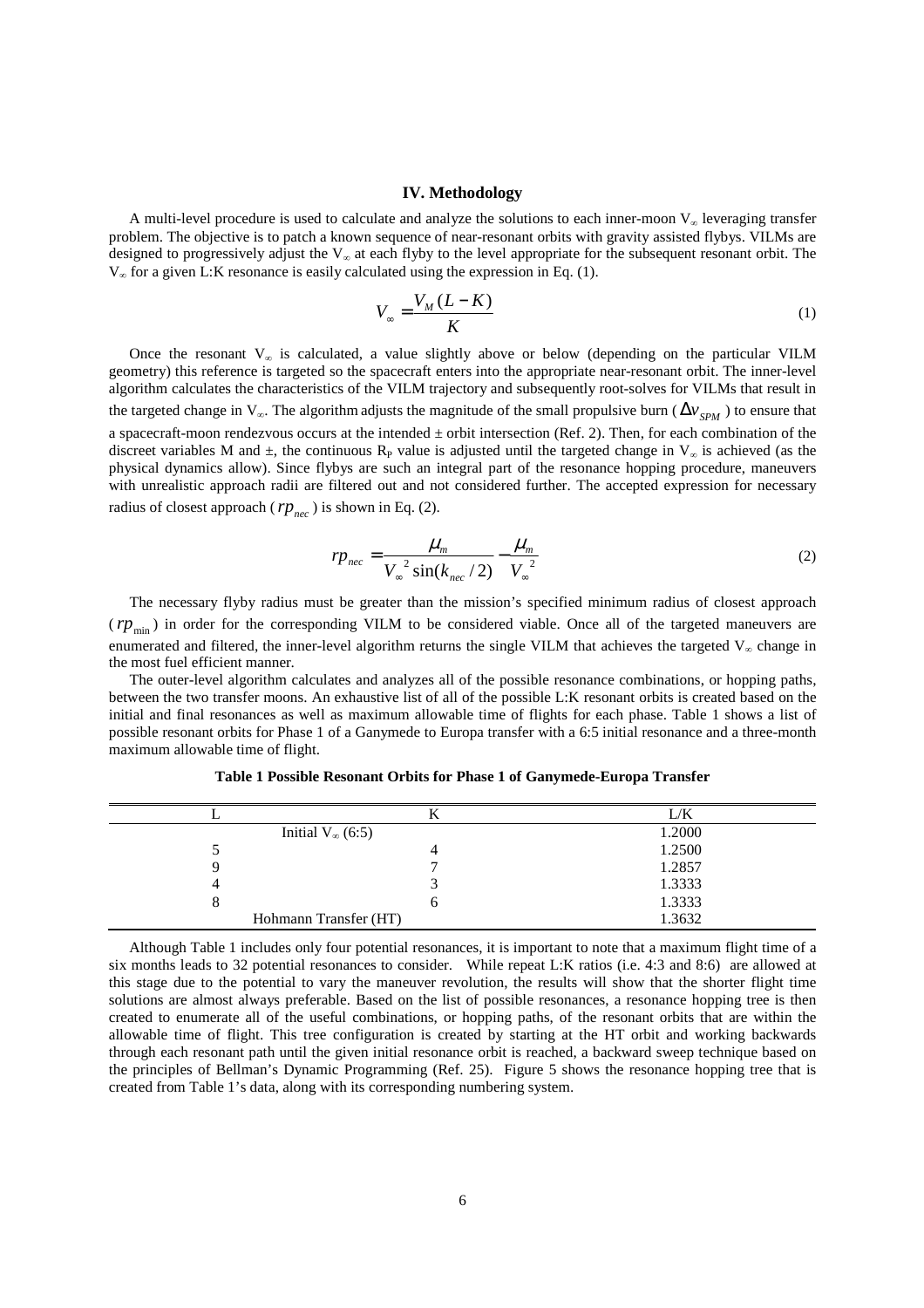## IV. Methodology

A multi-level procedure is used to calculate and analyze the solutions to each inner-moon $V_\infty$ leveraging transfer problem. The objective is to patch a known sequence of near-resonant orbits with gravity assisted flybys. VILMs are designed to progressively adjust the $V_\infty$ at each flyby to the level appropriate for the subsequent resonant orbit. The $V_\infty$ for a given L:K resonance is easily calculated using the expression in Eq. (1).

$$V_\infty = \frac{V_M (L - K)}{K} \tag{1}$$

Once the resonant $V_\infty$ is calculated, a value slightly above or below (depending on the particular VILM geometry) this reference is targeted so the spacecraft enters into the appropriate near-resonant orbit. The inner-level algorithm calculates the characteristics of the VILM trajectory and subsequently root-solves for VILMs that result in the targeted change in $V_\infty$. The algorithm adjusts the magnitude of the small propulsive burn ($\Delta v_{SPM}$) to ensure that a spacecraft-moon rendezvous occurs at the intended ± orbit intersection (Ref. 2). Then, for each combination of the discreet variables M and ±, the continuous $R_P$ value is adjusted until the targeted change in $V_\infty$ is achieved (as the physical dynamics allow). Since flybys are such an integral part of the resonance hopping procedure, maneuvers with unrealistic approach radii are filtered out and not considered further. The accepted expression for necessary radius of closest approach ($rp_{nec}$) is shown in Eq. (2).

$$rp_{nec} = \frac{\mu_m}{V_\infty^{\ 2} \sin(k_{nec}/2)} - \frac{\mu_m}{V_\infty^{\ 2}} \tag{2}$$

The necessary flyby radius must be greater than the mission's specified minimum radius of closest approach ($rp_{\min}$) in order for the corresponding VILM to be considered viable. Once all of the targeted maneuvers are enumerated and filtered, the inner-level algorithm returns the single VILM that achieves the targeted $V_\infty$ change in the most fuel efficient manner.

The outer-level algorithm calculates and analyzes all of the possible resonance combinations, or hopping paths, between the two transfer moons. An exhaustive list of all of the possible L:K resonant orbits is created based on the initial and final resonances as well as maximum allowable time of flights for each phase. Table 1 shows a list of possible resonant orbits for Phase 1 of a Ganymede to Europa transfer with a 6:5 initial resonance and a three-month maximum allowable time of flight.

**Table 1 Possible Resonant Orbits for Phase 1 of Ganymede-Europa Transfer**

| L | K | L/K |
|---|---|---|
| Initial $V_\infty$ (6:5) | | 1.2000 |
| 5 | 4 | 1.2500 |
| 9 | 7 | 1.2857 |
| 4 | 3 | 1.3333 |
| 8 | 6 | 1.3333 |
| Hohmann Transfer (HT) | | 1.3632 |

Although Table 1 includes only four potential resonances, it is important to note that a maximum flight time of a six months leads to 32 potential resonances to consider. While repeat L:K ratios (i.e. 4:3 and 8:6) are allowed at this stage due to the potential to vary the maneuver revolution, the results will show that the shorter flight time solutions are almost always preferable. Based on the list of possible resonances, a resonance hopping tree is then created to enumerate all of the useful combinations, or hopping paths, of the resonant orbits that are within the allowable time of flight. This tree configuration is created by starting at the HT orbit and working backwards through each resonant path until the given initial resonance orbit is reached, a backward sweep technique based on the principles of Bellman's Dynamic Programming (Ref. 25). Figure 5 shows the resonance hopping tree that is created from Table 1's data, along with its corresponding numbering system.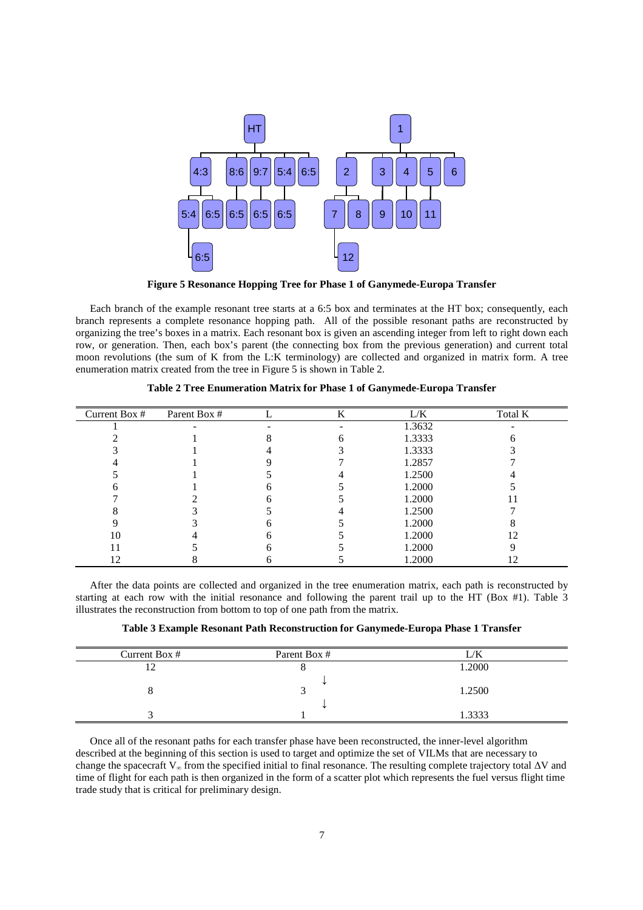**Figure 5 Resonance Hopping Tree for Phase 1 of Ganymede-Europa Transfer**

Each branch of the example resonant tree starts at a 6:5 box and terminates at the HT box; consequently, each branch represents a complete resonance hopping path. All of the possible resonant paths are reconstructed by organizing the tree's boxes in a matrix. Each resonant box is given an ascending integer from left to right down each row, or generation. Then, each box's parent (the connecting box from the previous generation) and current total moon revolutions (the sum of K from the L:K terminology) are collected and organized in matrix form. A tree enumeration matrix created from the tree in Figure 5 is shown in Table 2.

**Table 2 Tree Enumeration Matrix for Phase 1 of Ganymede-Europa Transfer**

| Current Box # | Parent Box # | L | K | L/K | Total K |
|---|---|---|---|---|---|
| 1 | - | - | - | 1.3632 | - |
| 2 | 1 | 8 | 6 | 1.3333 | 6 |
| 3 | 1 | 4 | 3 | 1.3333 | 3 |
| 4 | 1 | 9 | 7 | 1.2857 | 7 |
| 5 | 1 | 5 | 4 | 1.2500 | 4 |
| 6 | 1 | 6 | 5 | 1.2000 | 5 |
| 7 | 2 | 6 | 5 | 1.2000 | 11 |
| 8 | 3 | 5 | 4 | 1.2500 | 7 |
| 9 | 3 | 6 | 5 | 1.2000 | 8 |
| 10 | 4 | 6 | 5 | 1.2000 | 12 |
| 11 | 5 | 6 | 5 | 1.2000 | 9 |
| 12 | 8 | 6 | 5 | 1.2000 | 12 |

After the data points are collected and organized in the tree enumeration matrix, each path is reconstructed by starting at each row with the initial resonance and following the parent trail up to the HT (Box #1). Table 3 illustrates the reconstruction from bottom to top of one path from the matrix.

**Table 3 Example Resonant Path Reconstruction for Ganymede-Europa Phase 1 Transfer**

| Current Box # | Parent Box # | L/K |
|---|---|---|
| 12 | 8 | 1.2000 |
| | ↓ | |
| 8 | 3 | 1.2500 |
| | ↓ | |
| 3 | 1 | 1.3333 |

Once all of the resonant paths for each transfer phase have been reconstructed, the inner-level algorithm described at the beginning of this section is used to target and optimize the set of VILMs that are necessary to change the spacecraft $V_\infty$ from the specified initial to final resonance. The resulting complete trajectory total $\Delta V$ and time of flight for each path is then organized in the form of a scatter plot which represents the fuel versus flight time trade study that is critical for preliminary design.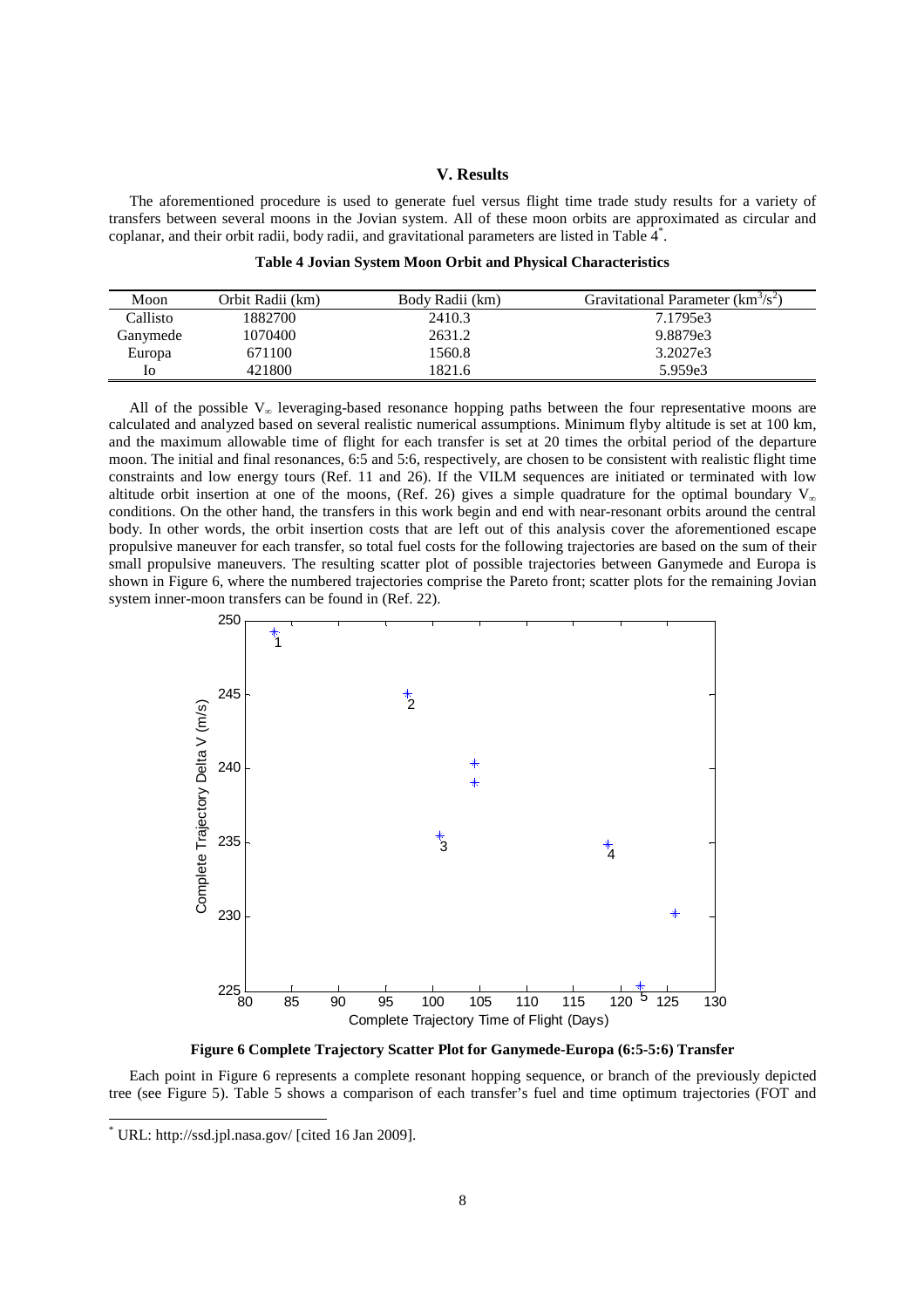## V. Results

The aforementioned procedure is used to generate fuel versus flight time trade study results for a variety of transfers between several moons in the Jovian system. All of these moon orbits are approximated as circular and coplanar, and their orbit radii, body radii, and gravitational parameters are listed in Table 4[*].

**Table 4 Jovian System Moon Orbit and Physical Characteristics**

| Moon | Orbit Radii (km) | Body Radii (km) | Gravitational Parameter ($km^3/s^2$) |
|---|---|---|---|
| Callisto | 1882700 | 2410.3 | 7.1795e3 |
| Ganymede | 1070400 | 2631.2 | 9.8879e3 |
| Europa | 671100 | 1560.8 | 3.2027e3 |
| Io | 421800 | 1821.6 | 5.959e3 |

All of the possible $V_\infty$ leveraging-based resonance hopping paths between the four representative moons are calculated and analyzed based on several realistic numerical assumptions. Minimum flyby altitude is set at 100 km, and the maximum allowable time of flight for each transfer is set at 20 times the orbital period of the departure moon. The initial and final resonances, 6:5 and 5:6, respectively, are chosen to be consistent with realistic flight time constraints and low energy tours (Ref. 11 and 26). If the VILM sequences are initiated or terminated with low altitude orbit insertion at one of the moons, (Ref. 26) gives a simple quadrature for the optimal boundary $V_\infty$ conditions. On the other hand, the transfers in this work begin and end with near-resonant orbits around the central body. In other words, the orbit insertion costs that are left out of this analysis cover the aforementioned escape propulsive maneuver for each transfer, so total fuel costs for the following trajectories are based on the sum of their small propulsive maneuvers. The resulting scatter plot of possible trajectories between Ganymede and Europa is shown in Figure 6, where the numbered trajectories comprise the Pareto front; scatter plots for the remaining Jovian system inner-moon transfers can be found in (Ref. 22).

**Figure 6 Complete Trajectory Scatter Plot for Ganymede-Europa (6:5-5:6) Transfer**

Each point in Figure 6 represents a complete resonant hopping sequence, or branch of the previously depicted tree (see Figure 5). Table 5 shows a comparison of each transfer's fuel and time optimum trajectories (FOT and

[*] URL: http://ssd.jpl.nasa.gov/ [cited 16 Jan 2009].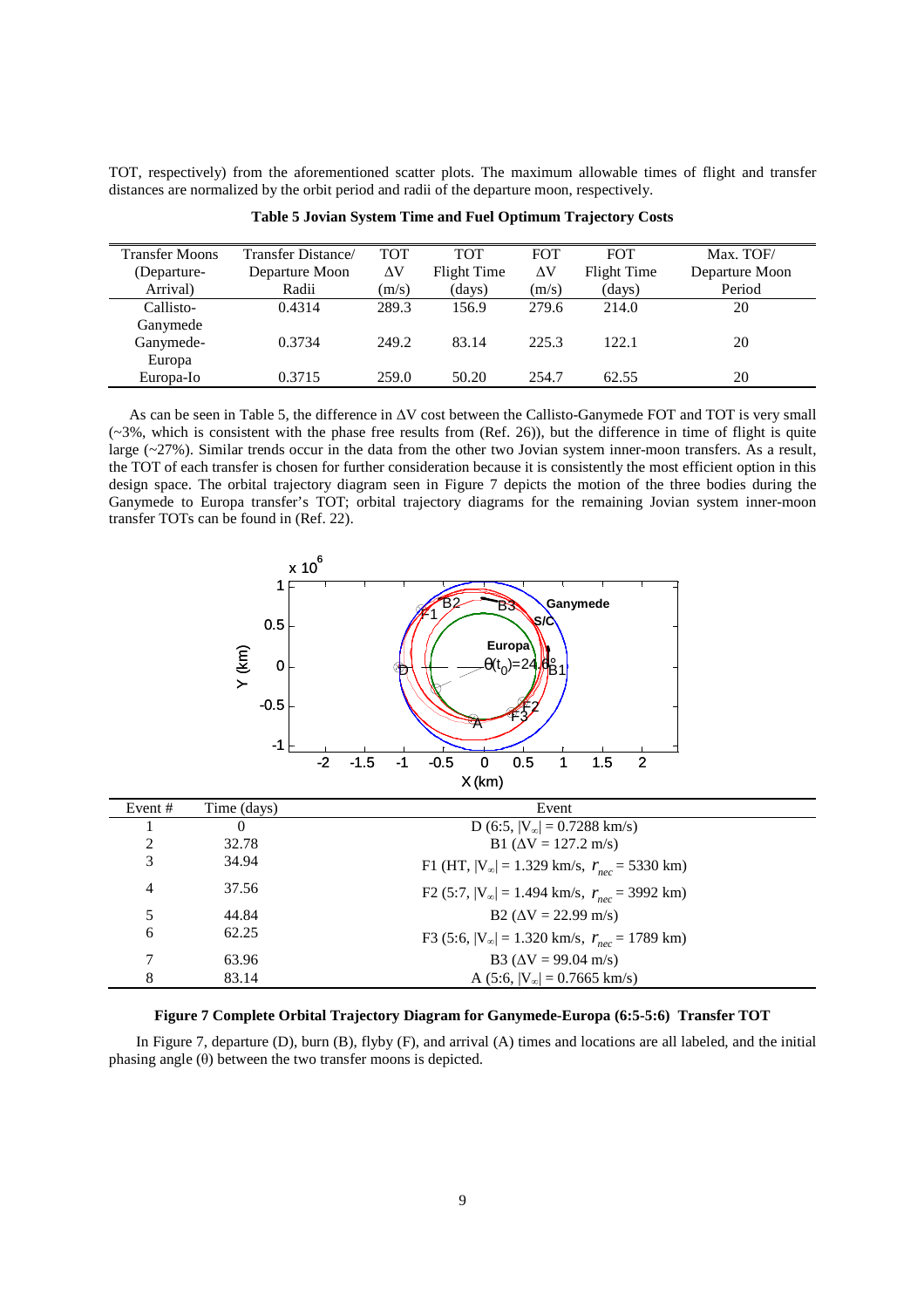TOT, respectively) from the aforementioned scatter plots. The maximum allowable times of flight and transfer distances are normalized by the orbit period and radii of the departure moon, respectively.

**Table 5 Jovian System Time and Fuel Optimum Trajectory Costs**

| Transfer Moons (Departure-Arrival) | Transfer Distance/ Departure Moon Radii | TOT ΔV (m/s) | TOT Flight Time (days) | FOT ΔV (m/s) | FOT Flight Time (days) | Max. TOF/ Departure Moon Period |
|---|---|---|---|---|---|---|
| Callisto-Ganymede | 0.4314 | 289.3 | 156.9 | 279.6 | 214.0 | 20 |
| Ganymede-Europa | 0.3734 | 249.2 | 83.14 | 225.3 | 122.1 | 20 |
| Europa-Io | 0.3715 | 259.0 | 50.20 | 254.7 | 62.55 | 20 |

As can be seen in Table 5, the difference in ΔV cost between the Callisto-Ganymede FOT and TOT is very small (~3%, which is consistent with the phase free results from (Ref. 26)), but the difference in time of flight is quite large (~27%). Similar trends occur in the data from the other two Jovian system inner-moon transfers. As a result, the TOT of each transfer is chosen for further consideration because it is consistently the most efficient option in this design space. The orbital trajectory diagram seen in Figure 7 depicts the motion of the three bodies during the Ganymede to Europa transfer's TOT; orbital trajectory diagrams for the remaining Jovian system inner-moon transfer TOTs can be found in (Ref. 22).

| Event # | Time (days) | Event |
|---|---|---|
| 1 | 0 | D (6:5, $\|V_\infty\|$ = 0.7288 km/s) |
| 2 | 32.78 | B1 (ΔV = 127.2 m/s) |
| 3 | 34.94 | F1 (HT, $\|V_\infty\|$ = 1.329 km/s, $r_{nec}$ = 5330 km) |
| 4 | 37.56 | F2 (5:7, $\|V_\infty\|$ = 1.494 km/s, $r_{nec}$ = 3992 km) |
| 5 | 44.84 | B2 (ΔV = 22.99 m/s) |
| 6 | 62.25 | F3 (5:6, $\|V_\infty\|$ = 1.320 km/s, $r_{nec}$ = 1789 km) |
| 7 | 63.96 | B3 (ΔV = 99.04 m/s) |
| 8 | 83.14 | A (5:6, $\|V_\infty\|$ = 0.7665 km/s) |

**Figure 7 Complete Orbital Trajectory Diagram for Ganymede-Europa (6:5-5:6) Transfer TOT**

In Figure 7, departure (D), burn (B), flyby (F), and arrival (A) times and locations are all labeled, and the initial phasing angle (θ) between the two transfer moons is depicted.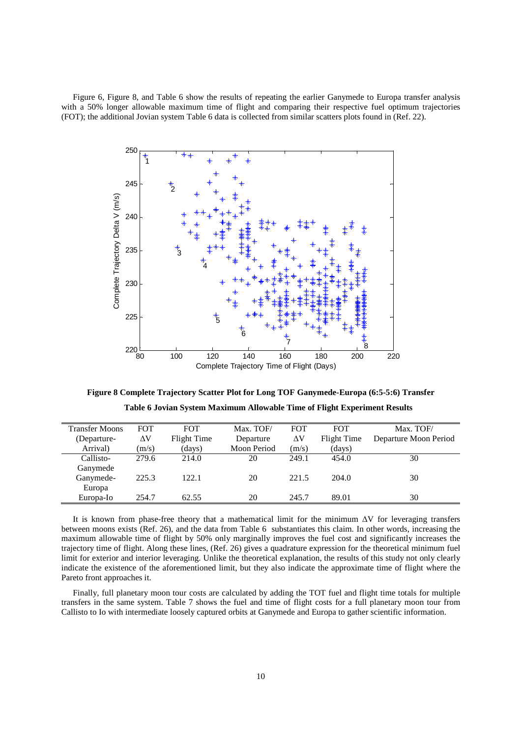Figure 6, Figure 8, and Table 6 show the results of repeating the earlier Ganymede to Europa transfer analysis with a 50% longer allowable maximum time of flight and comparing their respective fuel optimum trajectories (FOT); the additional Jovian system Table 6 data is collected from similar scatters plots found in (Ref. 22).

**Figure 8 Complete Trajectory Scatter Plot for Long TOF Ganymede-Europa (6:5-5:6) Transfer**

**Table 6 Jovian System Maximum Allowable Time of Flight Experiment Results**

| Transfer Moons (Departure-Arrival) | FOT $\Delta$V (m/s) | FOT Flight Time (days) | Max. TOF/ Departure Moon Period | FOT $\Delta$V (m/s) | FOT Flight Time (days) | Max. TOF/ Departure Moon Period |
|---|---|---|---|---|---|---|
| Callisto-Ganymede | 279.6 | 214.0 | 20 | 249.1 | 454.0 | 30 |
| Ganymede-Europa | 225.3 | 122.1 | 20 | 221.5 | 204.0 | 30 |
| Europa-Io | 254.7 | 62.55 | 20 | 245.7 | 89.01 | 30 |

It is known from phase-free theory that a mathematical limit for the minimum $\Delta$V for leveraging transfers between moons exists (Ref. 26), and the data from Table 6 substantiates this claim. In other words, increasing the maximum allowable time of flight by 50% only marginally improves the fuel cost and significantly increases the trajectory time of flight. Along these lines, (Ref. 26) gives a quadrature expression for the theoretical minimum fuel limit for exterior and interior leveraging. Unlike the theoretical explanation, the results of this study not only clearly indicate the existence of the aforementioned limit, but they also indicate the approximate time of flight where the Pareto front approaches it.

Finally, full planetary moon tour costs are calculated by adding the TOT fuel and flight time totals for multiple transfers in the same system. Table 7 shows the fuel and time of flight costs for a full planetary moon tour from Callisto to Io with intermediate loosely captured orbits at Ganymede and Europa to gather scientific information.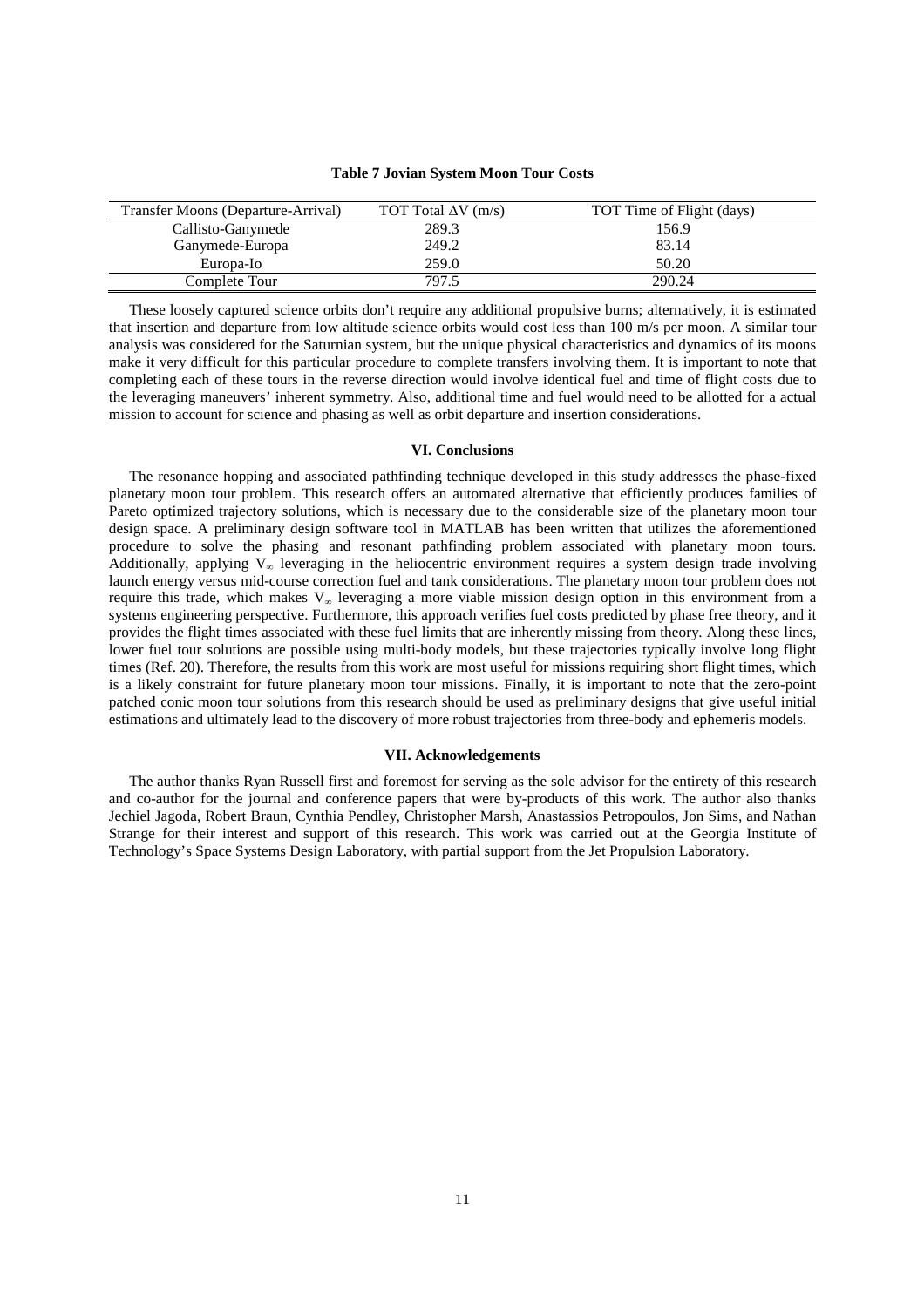**Table 7 Jovian System Moon Tour Costs**

| Transfer Moons (Departure-Arrival) | TOT Total $\Delta V$ (m/s) | TOT Time of Flight (days) |
|---|---|---|
| Callisto-Ganymede | 289.3 | 156.9 |
| Ganymede-Europa | 249.2 | 83.14 |
| Europa-Io | 259.0 | 50.20 |
| Complete Tour | 797.5 | 290.24 |

These loosely captured science orbits don't require any additional propulsive burns; alternatively, it is estimated that insertion and departure from low altitude science orbits would cost less than 100 m/s per moon. A similar tour analysis was considered for the Saturnian system, but the unique physical characteristics and dynamics of its moons make it very difficult for this particular procedure to complete transfers involving them. It is important to note that completing each of these tours in the reverse direction would involve identical fuel and time of flight costs due to the leveraging maneuvers' inherent symmetry. Also, additional time and fuel would need to be allotted for a actual mission to account for science and phasing as well as orbit departure and insertion considerations.

## VI. Conclusions

The resonance hopping and associated pathfinding technique developed in this study addresses the phase-fixed planetary moon tour problem. This research offers an automated alternative that efficiently produces families of Pareto optimized trajectory solutions, which is necessary due to the considerable size of the planetary moon tour design space. A preliminary design software tool in MATLAB has been written that utilizes the aforementioned procedure to solve the phasing and resonant pathfinding problem associated with planetary moon tours. Additionally, applying $V_\infty$ leveraging in the heliocentric environment requires a system design trade involving launch energy versus mid-course correction fuel and tank considerations. The planetary moon tour problem does not require this trade, which makes $V_\infty$ leveraging a more viable mission design option in this environment from a systems engineering perspective. Furthermore, this approach verifies fuel costs predicted by phase free theory, and it provides the flight times associated with these fuel limits that are inherently missing from theory. Along these lines, lower fuel tour solutions are possible using multi-body models, but these trajectories typically involve long flight times (Ref. 20). Therefore, the results from this work are most useful for missions requiring short flight times, which is a likely constraint for future planetary moon tour missions. Finally, it is important to note that the zero-point patched conic moon tour solutions from this research should be used as preliminary designs that give useful initial estimations and ultimately lead to the discovery of more robust trajectories from three-body and ephemeris models.

## VII. Acknowledgements

The author thanks Ryan Russell first and foremost for serving as the sole advisor for the entirety of this research and co-author for the journal and conference papers that were by-products of this work. The author also thanks Jechiel Jagoda, Robert Braun, Cynthia Pendley, Christopher Marsh, Anastassios Petropoulos, Jon Sims, and Nathan Strange for their interest and support of this research. This work was carried out at the Georgia Institute of Technology's Space Systems Design Laboratory, with partial support from the Jet Propulsion Laboratory.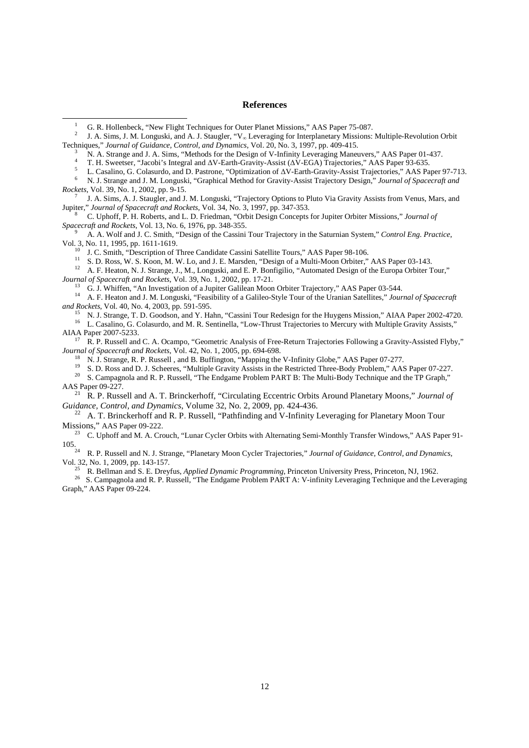## References

[1] G. R. Hollenbeck, "New Flight Techniques for Outer Planet Missions," AAS Paper 75-087.

[2] J. A. Sims, J. M. Longuski, and A. J. Staugler, "$V_\infty$ Leveraging for Interplanetary Missions: Multiple-Revolution Orbit Techniques," *Journal of Guidance, Control, and Dynamics*, Vol. 20, No. 3, 1997, pp. 409-415.

[3] N. A. Strange and J. A. Sims, "Methods for the Design of V-Infinity Leveraging Maneuvers," AAS Paper 01-437.

[4] T. H. Sweetser, "Jacobi's Integral and ΔV-Earth-Gravity-Assist (ΔV-EGA) Trajectories," AAS Paper 93-635.

[5] L. Casalino, G. Colasurdo, and D. Pastrone, "Optimization of ΔV-Earth-Gravity-Assist Trajectories," AAS Paper 97-713.

[6] N. J. Strange and J. M. Longuski, "Graphical Method for Gravity-Assist Trajectory Design," *Journal of Spacecraft and Rockets*, Vol. 39, No. 1, 2002, pp. 9-15.

[7] J. A. Sims, A. J. Staugler, and J. M. Longuski, "Trajectory Options to Pluto Via Gravity Assists from Venus, Mars, and Jupiter," *Journal of Spacecraft and Rockets*, Vol. 34, No. 3, 1997, pp. 347-353.

[8] C. Uphoff, P. H. Roberts, and L. D. Friedman, "Orbit Design Concepts for Jupiter Orbiter Missions," *Journal of Spacecraft and Rockets*, Vol. 13, No. 6, 1976, pp. 348-355.

[9] A. A. Wolf and J. C. Smith, "Design of the Cassini Tour Trajectory in the Saturnian System," *Control Eng. Practice*, Vol. 3, No. 11, 1995, pp. 1611-1619.

[10] J. C. Smith, "Description of Three Candidate Cassini Satellite Tours," AAS Paper 98-106.

[11] S. D. Ross, W. S. Koon, M. W. Lo, and J. E. Marsden, "Design of a Multi-Moon Orbiter," AAS Paper 03-143.

[12] A. F. Heaton, N. J. Strange, J., M., Longuski, and E. P. Bonfigilio, "Automated Design of the Europa Orbiter Tour," *Journal of Spacecraft and Rockets*, Vol. 39, No. 1, 2002, pp. 17-21.

[13] G. J. Whiffen, "An Investigation of a Jupiter Galilean Moon Orbiter Trajectory," AAS Paper 03-544.

[14] A. F. Heaton and J. M. Longuski, "Feasibility of a Galileo-Style Tour of the Uranian Satellites," *Journal of Spacecraft and Rockets*, Vol. 40, No. 4, 2003, pp. 591-595.

[15] N. J. Strange, T. D. Goodson, and Y. Hahn, "Cassini Tour Redesign for the Huygens Mission," AIAA Paper 2002-4720.

[16] L. Casalino, G. Colasurdo, and M. R. Sentinella, "Low-Thrust Trajectories to Mercury with Multiple Gravity Assists," AIAA Paper 2007-5233.

[17] R. P. Russell and C. A. Ocampo, "Geometric Analysis of Free-Return Trajectories Following a Gravity-Assisted Flyby," *Journal of Spacecraft and Rockets*, Vol. 42, No. 1, 2005, pp. 694-698.

[18] N. J. Strange, R. P. Russell , and B. Buffington, "Mapping the V-Infinity Globe," AAS Paper 07-277.

[19] S. D. Ross and D. J. Scheeres, "Multiple Gravity Assists in the Restricted Three-Body Problem," AAS Paper 07-227.

[20] S. Campagnola and R. P. Russell, "The Endgame Problem PART B: The Multi-Body Technique and the TP Graph," AAS Paper 09-227.

[21] R. P. Russell and A. T. Brinckerhoff, "Circulating Eccentric Orbits Around Planetary Moons," *Journal of Guidance, Control, and Dynamics*, Volume 32, No. 2, 2009, pp. 424-436.

[22] A. T. Brinckerhoff and R. P. Russell, "Pathfinding and V-Infinity Leveraging for Planetary Moon Tour Missions," AAS Paper 09-222.

[23] C. Uphoff and M. A. Crouch, "Lunar Cycler Orbits with Alternating Semi-Monthly Transfer Windows," AAS Paper 91-105.

[24] R. P. Russell and N. J. Strange, "Planetary Moon Cycler Trajectories," *Journal of Guidance, Control, and Dynamics*, Vol. 32, No. 1, 2009, pp. 143-157.

[25] R. Bellman and S. E. Dreyfus, *Applied Dynamic Programming*, Princeton University Press, Princeton, NJ, 1962.

[26] S. Campagnola and R. P. Russell, "The Endgame Problem PART A: V-infinity Leveraging Technique and the Leveraging Graph," AAS Paper 09-224.